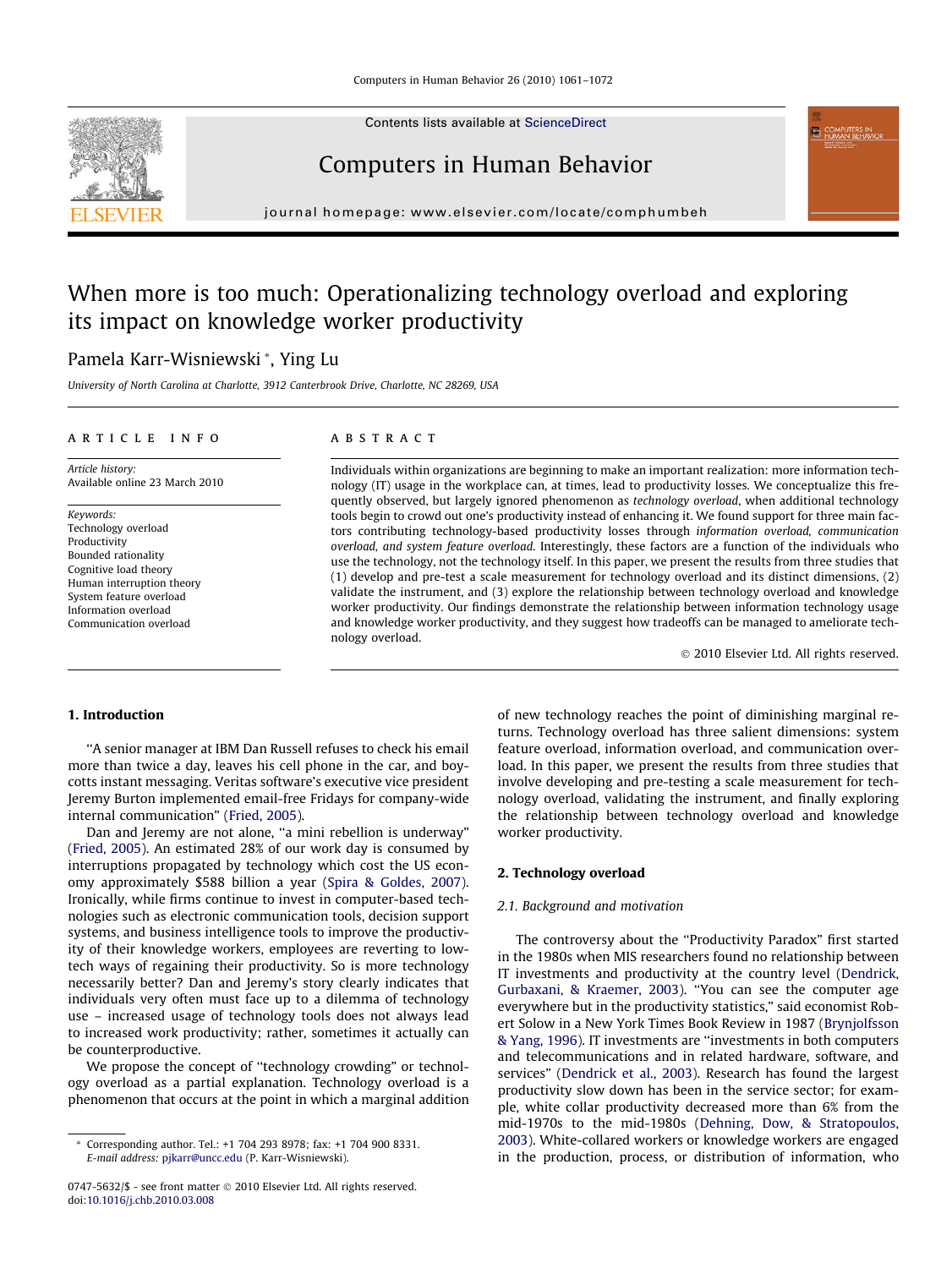# When more is too much: Operationalizing technology overload and exploring its impact on knowledge worker productivity

Pamela Karr-Wisniewski *, Ying Lu

*University of North Carolina at Charlotte, 3912 Canterbrook Drive, Charlotte, NC 28269, USA*

## ARTICLE INFO

*Article history:*
Available online 23 March 2010

*Keywords:*
Technology overload
Productivity
Bounded rationality
Cognitive load theory
Human interruption theory
System feature overload
Information overload
Communication overload

## ABSTRACT

Individuals within organizations are beginning to make an important realization: more information technology (IT) usage in the workplace can, at times, lead to productivity losses. We conceptualize this frequently observed, but largely ignored phenomenon as *technology overload*, when additional technology tools begin to crowd out one's productivity instead of enhancing it. We found support for three main factors contributing technology-based productivity losses through *information overload, communication overload, and system feature overload*. Interestingly, these factors are a function of the individuals who use the technology, not the technology itself. In this paper, we present the results from three studies that (1) develop and pre-test a scale measurement for technology overload and its distinct dimensions, (2) validate the instrument, and (3) explore the relationship between technology overload and knowledge worker productivity. Our findings demonstrate the relationship between information technology usage and knowledge worker productivity, and they suggest how tradeoffs can be managed to ameliorate technology overload.

© 2010 Elsevier Ltd. All rights reserved.

## 1. Introduction

"A senior manager at IBM Dan Russell refuses to check his email more than twice a day, leaves his cell phone in the car, and boycotts instant messaging. Veritas software's executive vice president Jeremy Burton implemented email-free Fridays for company-wide internal communication" (Fried, 2005).

Dan and Jeremy are not alone, "a mini rebellion is underway" (Fried, 2005). An estimated 28% of our work day is consumed by interruptions propagated by technology which cost the US economy approximately $588 billion a year (Spira & Goldes, 2007). Ironically, while firms continue to invest in computer-based technologies such as electronic communication tools, decision support systems, and business intelligence tools to improve the productivity of their knowledge workers, employees are reverting to low-tech ways of regaining their productivity. So is more technology necessarily better? Dan and Jeremy's story clearly indicates that individuals very often must face up to a dilemma of technology use – increased usage of technology tools does not always lead to increased work productivity; rather, sometimes it actually can be counterproductive.

We propose the concept of "technology crowding" or technology overload as a partial explanation. Technology overload is a phenomenon that occurs at the point in which a marginal addition of new technology reaches the point of diminishing marginal returns. Technology overload has three salient dimensions: system feature overload, information overload, and communication overload. In this paper, we present the results from three studies that involve developing and pre-testing a scale measurement for technology overload, validating the instrument, and finally exploring the relationship between technology overload and knowledge worker productivity.

## 2. Technology overload

### 2.1. Background and motivation

The controversy about the "Productivity Paradox" first started in the 1980s when MIS researchers found no relationship between IT investments and productivity at the country level (Dendrick, Gurbaxani, & Kraemer, 2003). "You can see the computer age everywhere but in the productivity statistics," said economist Robert Solow in a New York Times Book Review in 1987 (Brynjolfsson & Yang, 1996). IT investments are "investments in both computers and telecommunications and in related hardware, software, and services" (Dendrick et al., 2003). Research has found the largest productivity slow down has been in the service sector; for example, white collar productivity decreased more than 6% from the mid-1970s to the mid-1980s (Dehning, Dow, & Stratopoulos, 2003). White-collared workers or knowledge workers are engaged in the production, process, or distribution of information, who

---

* Corresponding author. Tel.: +1 704 293 8978; fax: +1 704 900 8331.
*E-mail address:* pjkarr@uncc.edu (P. Karr-Wisniewski).

0747-5632/$ - see front matter © 2010 Elsevier Ltd. All rights reserved.
doi:10.1016/j.chb.2010.03.008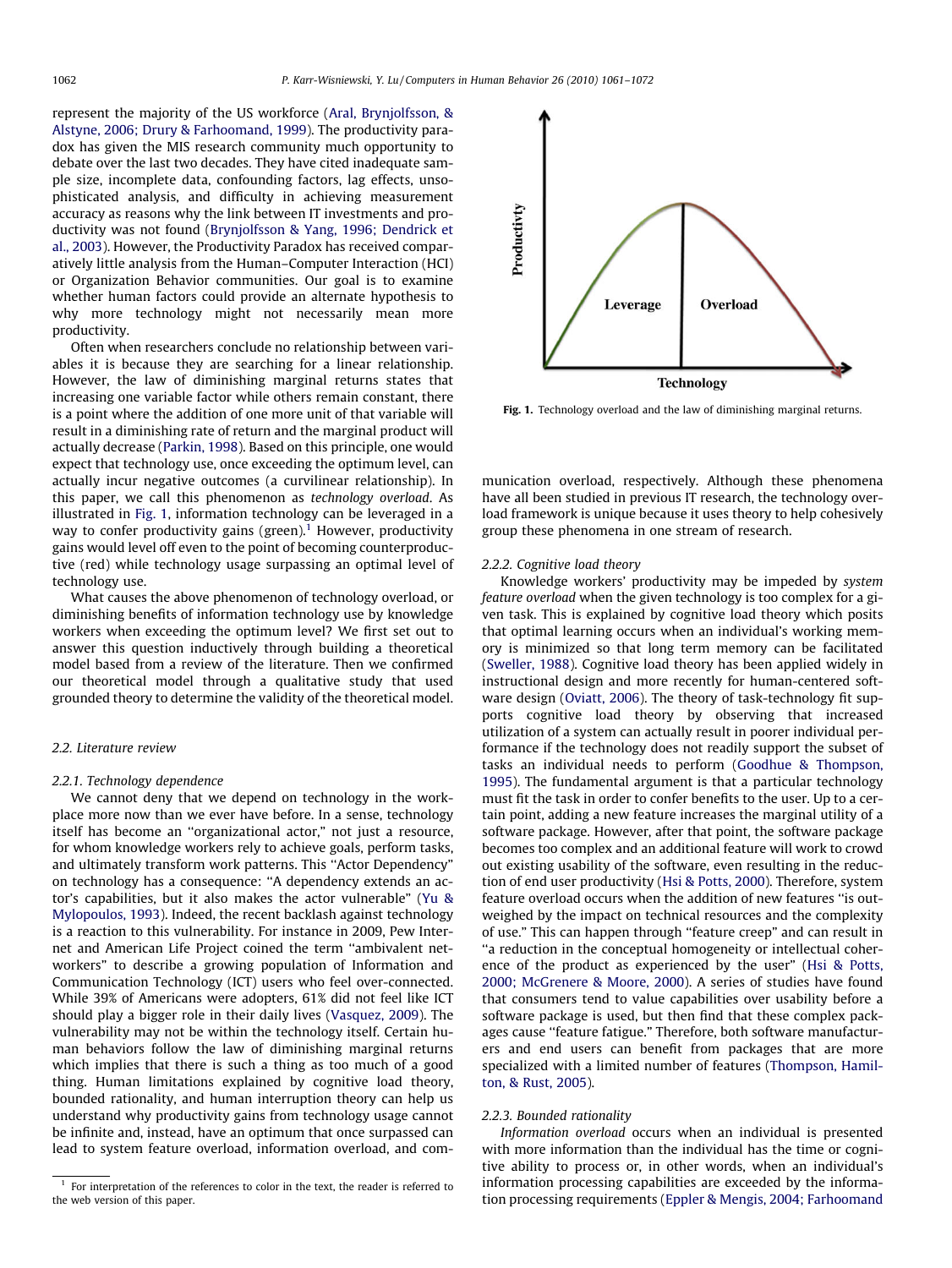represent the majority of the US workforce (Aral, Brynjolfsson, & Alstyne, 2006; Drury & Farhoomand, 1999). The productivity paradox has given the MIS research community much opportunity to debate over the last two decades. They have cited inadequate sample size, incomplete data, confounding factors, lag effects, unsophisticated analysis, and difficulty in achieving measurement accuracy as reasons why the link between IT investments and productivity was not found (Brynjolfsson & Yang, 1996; Dendrick et al., 2003). However, the Productivity Paradox has received comparatively little analysis from the Human–Computer Interaction (HCI) or Organization Behavior communities. Our goal is to examine whether human factors could provide an alternate hypothesis to why more technology might not necessarily mean more productivity.

Often when researchers conclude no relationship between variables it is because they are searching for a linear relationship. However, the law of diminishing marginal returns states that increasing one variable factor while others remain constant, there is a point where the addition of one more unit of that variable will result in a diminishing rate of return and the marginal product will actually decrease (Parkin, 1998). Based on this principle, one would expect that technology use, once exceeding the optimum level, can actually incur negative outcomes (a curvilinear relationship). In this paper, we call this phenomenon as *technology overload*. As illustrated in Fig. 1, information technology can be leveraged in a way to confer productivity gains (green).[1] However, productivity gains would level off even to the point of becoming counterproductive (red) while technology usage surpassing an optimal level of technology use.

What causes the above phenomenon of technology overload, or diminishing benefits of information technology use by knowledge workers when exceeding the optimum level? We first set out to answer this question inductively through building a theoretical model based from a review of the literature. Then we confirmed our theoretical model through a qualitative study that used grounded theory to determine the validity of the theoretical model.

### 2.2. Literature review

#### 2.2.1. Technology dependence

We cannot deny that we depend on technology in the workplace more now than we ever have before. In a sense, technology itself has become an "organizational actor," not just a resource, for whom knowledge workers rely to achieve goals, perform tasks, and ultimately transform work patterns. This "Actor Dependency" on technology has a consequence: "A dependency extends an actor's capabilities, but it also makes the actor vulnerable" (Yu & Mylopoulos, 1993). Indeed, the recent backlash against technology is a reaction to this vulnerability. For instance in 2009, Pew Internet and American Life Project coined the term "ambivalent networkers" to describe a growing population of Information and Communication Technology (ICT) users who feel over-connected. While 39% of Americans were adopters, 61% did not feel like ICT should play a bigger role in their daily lives (Vasquez, 2009). The vulnerability may not be within the technology itself. Certain human behaviors follow the law of diminishing marginal returns which implies that there is such a thing as too much of a good thing. Human limitations explained by cognitive load theory, bounded rationality, and human interruption theory can help us understand why productivity gains from technology usage cannot be infinite and, instead, have an optimum that once surpassed can lead to system feature overload, information overload, and communication overload, respectively. Although these phenomena have all been studied in previous IT research, the technology overload framework is unique because it uses theory to help cohesively group these phenomena in one stream of research.

Fig. 1. Technology overload and the law of diminishing marginal returns.

#### 2.2.2. Cognitive load theory

Knowledge workers' productivity may be impeded by *system feature overload* when the given technology is too complex for a given task. This is explained by cognitive load theory which posits that optimal learning occurs when an individual's working memory is minimized so that long term memory can be facilitated (Sweller, 1988). Cognitive load theory has been applied widely in instructional design and more recently for human-centered software design (Oviatt, 2006). The theory of task-technology fit supports cognitive load theory by observing that increased utilization of a system can actually result in poorer individual performance if the technology does not readily support the subset of tasks an individual needs to perform (Goodhue & Thompson, 1995). The fundamental argument is that a particular technology must fit the task in order to confer benefits to the user. Up to a certain point, adding a new feature increases the marginal utility of a software package. However, after that point, the software package becomes too complex and an additional feature will work to crowd out existing usability of the software, even resulting in the reduction of end user productivity (Hsi & Potts, 2000). Therefore, system feature overload occurs when the addition of new features "is outweighed by the impact on technical resources and the complexity of use." This can happen through "feature creep" and can result in "a reduction in the conceptual homogeneity or intellectual coherence of the product as experienced by the user" (Hsi & Potts, 2000; McGrenere & Moore, 2000). A series of studies have found that consumers tend to value capabilities over usability before a software package is used, but then find that these complex packages cause "feature fatigue." Therefore, both software manufacturers and end users can benefit from packages that are more specialized with a limited number of features (Thompson, Hamilton, & Rust, 2005).

#### 2.2.3. Bounded rationality

*Information overload* occurs when an individual is presented with more information than the individual has the time or cognitive ability to process or, in other words, when an individual's information processing capabilities are exceeded by the information processing requirements (Eppler & Mengis, 2004; Farhoomand

[1] For interpretation of the references to color in the text, the reader is referred to the web version of this paper.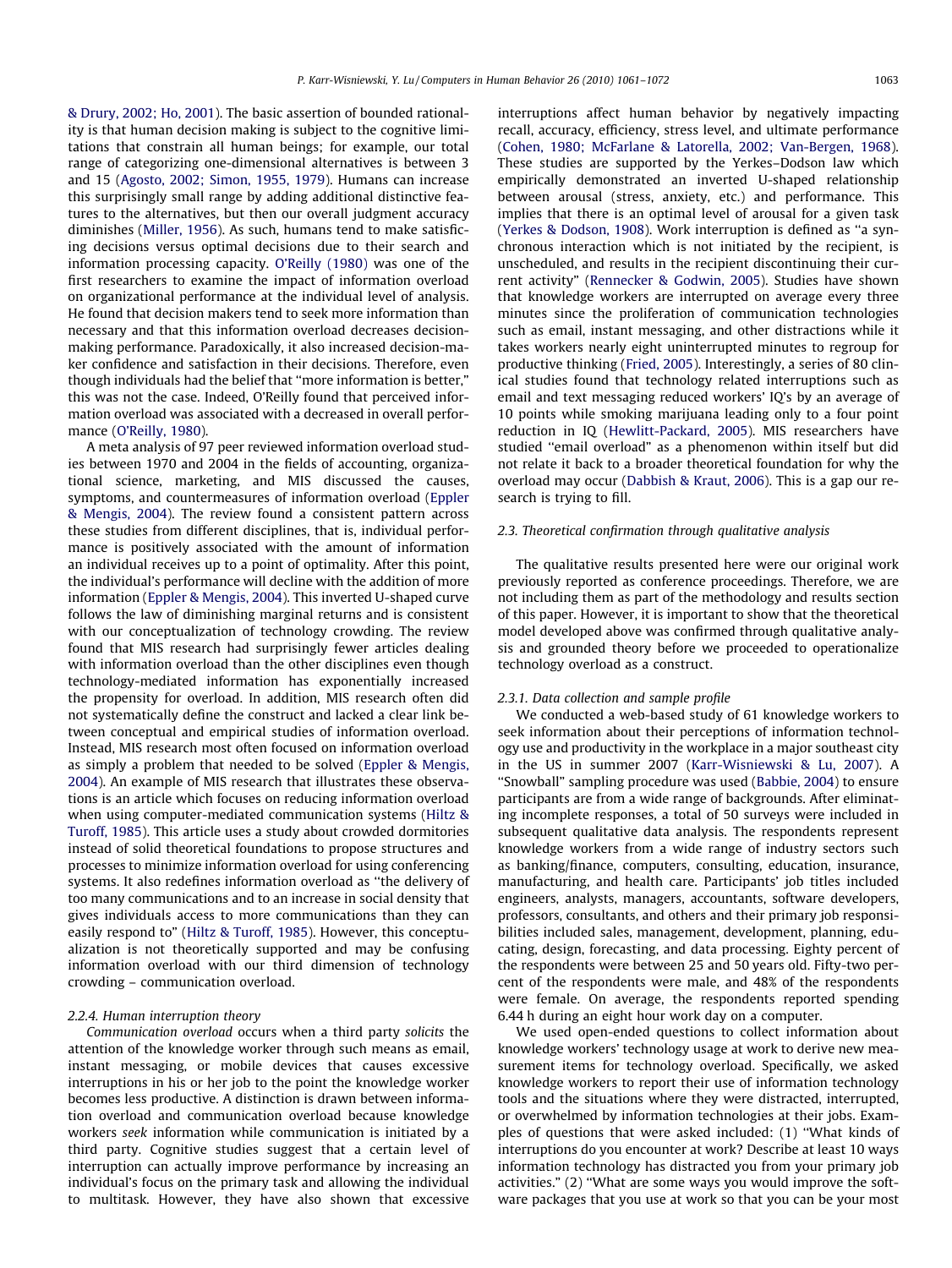& Drury, 2002; Ho, 2001). The basic assertion of bounded rationality is that human decision making is subject to the cognitive limitations that constrain all human beings; for example, our total range of categorizing one-dimensional alternatives is between 3 and 15 (Agosto, 2002; Simon, 1955, 1979). Humans can increase this surprisingly small range by adding additional distinctive features to the alternatives, but then our overall judgment accuracy diminishes (Miller, 1956). As such, humans tend to make satisficing decisions versus optimal decisions due to their search and information processing capacity. O'Reilly (1980) was one of the first researchers to examine the impact of information overload on organizational performance at the individual level of analysis. He found that decision makers tend to seek more information than necessary and that this information overload decreases decision-making performance. Paradoxically, it also increased decision-maker confidence and satisfaction in their decisions. Therefore, even though individuals had the belief that "more information is better," this was not the case. Indeed, O'Reilly found that perceived information overload was associated with a decreased in overall performance (O'Reilly, 1980).

A meta analysis of 97 peer reviewed information overload studies between 1970 and 2004 in the fields of accounting, organizational science, marketing, and MIS discussed the causes, symptoms, and countermeasures of information overload (Eppler & Mengis, 2004). The review found a consistent pattern across these studies from different disciplines, that is, individual performance is positively associated with the amount of information an individual receives up to a point of optimality. After this point, the individual's performance will decline with the addition of more information (Eppler & Mengis, 2004). This inverted U-shaped curve follows the law of diminishing marginal returns and is consistent with our conceptualization of technology crowding. The review found that MIS research had surprisingly fewer articles dealing with information overload than the other disciplines even though technology-mediated information has exponentially increased the propensity for overload. In addition, MIS research often did not systematically define the construct and lacked a clear link between conceptual and empirical studies of information overload. Instead, MIS research most often focused on information overload as simply a problem that needed to be solved (Eppler & Mengis, 2004). An example of MIS research that illustrates these observations is an article which focuses on reducing information overload when using computer-mediated communication systems (Hiltz & Turoff, 1985). This article uses a study about crowded dormitories instead of solid theoretical foundations to propose structures and processes to minimize information overload for using conferencing systems. It also redefines information overload as "the delivery of too many communications and to an increase in social density that gives individuals access to more communications than they can easily respond to" (Hiltz & Turoff, 1985). However, this conceptualization is not theoretically supported and may be confusing information overload with our third dimension of technology crowding – communication overload.

#### 2.2.4. Human interruption theory

*Communication overload* occurs when a third party *solicits* the attention of the knowledge worker through such means as email, instant messaging, or mobile devices that causes excessive interruptions in his or her job to the point the knowledge worker becomes less productive. A distinction is drawn between information overload and communication overload because knowledge workers *seek* information while communication is initiated by a third party. Cognitive studies suggest that a certain level of interruption can actually improve performance by increasing an individual's focus on the primary task and allowing the individual to multitask. However, they have also shown that excessive interruptions affect human behavior by negatively impacting recall, accuracy, efficiency, stress level, and ultimate performance (Cohen, 1980; McFarlane & Latorella, 2002; Van-Bergen, 1968). These studies are supported by the Yerkes–Dodson law which empirically demonstrated an inverted U-shaped relationship between arousal (stress, anxiety, etc.) and performance. This implies that there is an optimal level of arousal for a given task (Yerkes & Dodson, 1908). Work interruption is defined as "a synchronous interaction which is not initiated by the recipient, is unscheduled, and results in the recipient discontinuing their current activity" (Rennecker & Godwin, 2005). Studies have shown that knowledge workers are interrupted on average every three minutes since the proliferation of communication technologies such as email, instant messaging, and other distractions while it takes workers nearly eight uninterrupted minutes to regroup for productive thinking (Fried, 2005). Interestingly, a series of 80 clinical studies found that technology related interruptions such as email and text messaging reduced workers' IQ's by an average of 10 points while smoking marijuana leading only to a four point reduction in IQ (Hewlitt-Packard, 2005). MIS researchers have studied "email overload" as a phenomenon within itself but did not relate it back to a broader theoretical foundation for why the overload may occur (Dabbish & Kraut, 2006). This is a gap our research is trying to fill.

### 2.3. Theoretical confirmation through qualitative analysis

The qualitative results presented here were our original work previously reported as conference proceedings. Therefore, we are not including them as part of the methodology and results section of this paper. However, it is important to show that the theoretical model developed above was confirmed through qualitative analysis and grounded theory before we proceeded to operationalize technology overload as a construct.

#### 2.3.1. Data collection and sample profile

We conducted a web-based study of 61 knowledge workers to seek information about their perceptions of information technology use and productivity in the workplace in a major southeast city in the US in summer 2007 (Karr-Wisniewski & Lu, 2007). A "Snowball" sampling procedure was used (Babbie, 2004) to ensure participants are from a wide range of backgrounds. After eliminating incomplete responses, a total of 50 surveys were included in subsequent qualitative data analysis. The respondents represent knowledge workers from a wide range of industry sectors such as banking/finance, computers, consulting, education, insurance, manufacturing, and health care. Participants' job titles included engineers, analysts, managers, accountants, software developers, professors, consultants, and others and their primary job responsibilities included sales, management, development, planning, educating, design, forecasting, and data processing. Eighty percent of the respondents were between 25 and 50 years old. Fifty-two percent of the respondents were male, and 48% of the respondents were female. On average, the respondents reported spending 6.44 h during an eight hour work day on a computer.

We used open-ended questions to collect information about knowledge workers' technology usage at work to derive new measurement items for technology overload. Specifically, we asked knowledge workers to report their use of information technology tools and the situations where they were distracted, interrupted, or overwhelmed by information technologies at their jobs. Examples of questions that were asked included: (1) "What kinds of interruptions do you encounter at work? Describe at least 10 ways information technology has distracted you from your primary job activities." (2) "What are some ways you would improve the software packages that you use at work so that you can be your most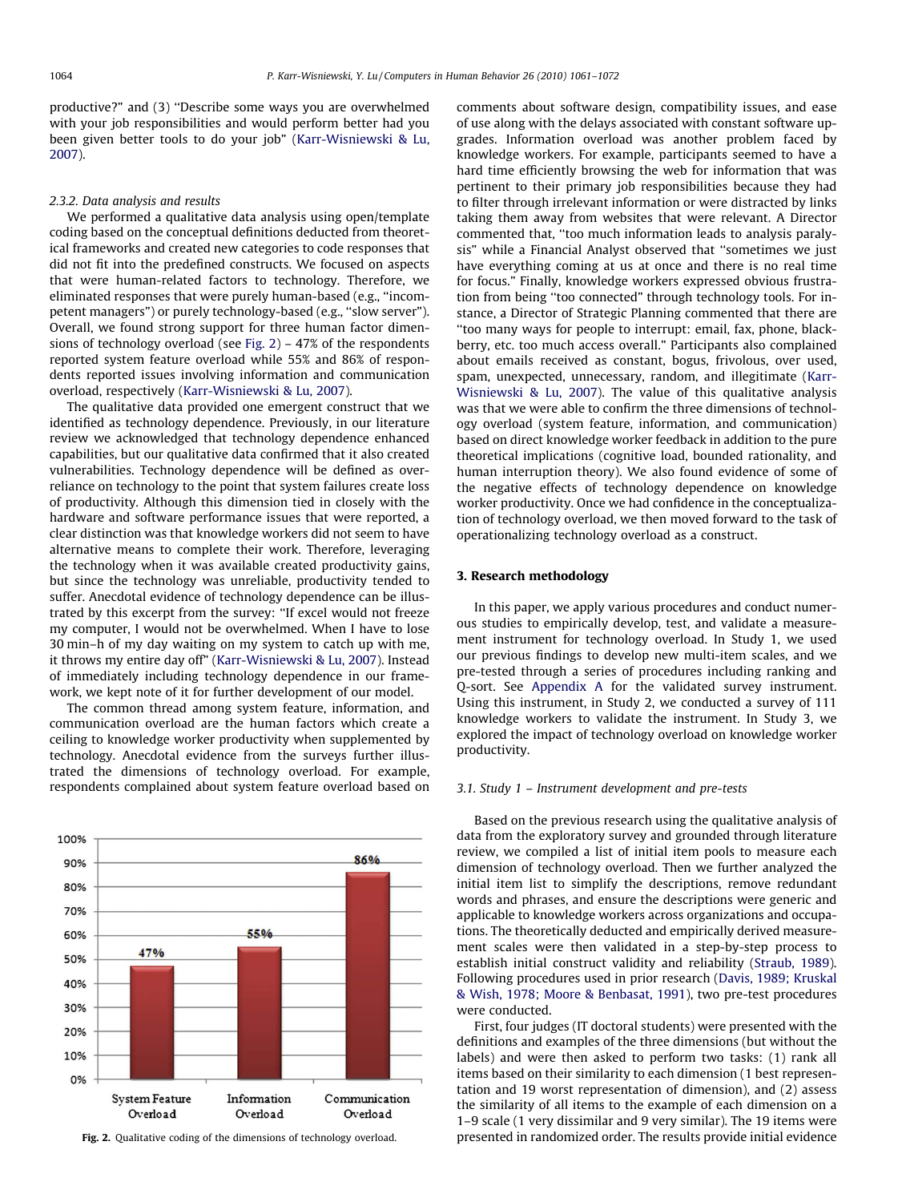productive?" and (3) "Describe some ways you are overwhelmed with your job responsibilities and would perform better had you been given better tools to do your job" (Karr-Wisniewski & Lu, 2007).

#### 2.3.2. Data analysis and results

We performed a qualitative data analysis using open/template coding based on the conceptual definitions deducted from theoretical frameworks and created new categories to code responses that did not fit into the predefined constructs. We focused on aspects that were human-related factors to technology. Therefore, we eliminated responses that were purely human-based (e.g., "incompetent managers") or purely technology-based (e.g., "slow server"). Overall, we found strong support for three human factor dimensions of technology overload (see Fig. 2) – 47% of the respondents reported system feature overload while 55% and 86% of respondents reported issues involving information and communication overload, respectively (Karr-Wisniewski & Lu, 2007).

The qualitative data provided one emergent construct that we identified as technology dependence. Previously, in our literature review we acknowledged that technology dependence enhanced capabilities, but our qualitative data confirmed that it also created vulnerabilities. Technology dependence will be defined as over-reliance on technology to the point that system failures create loss of productivity. Although this dimension tied in closely with the hardware and software performance issues that were reported, a clear distinction was that knowledge workers did not seem to have alternative means to complete their work. Therefore, leveraging the technology when it was available created productivity gains, but since the technology was unreliable, productivity tended to suffer. Anecdotal evidence of technology dependence can be illustrated by this excerpt from the survey: "If excel would not freeze my computer, I would not be overwhelmed. When I have to lose 30 min–h of my day waiting on my system to catch up with me, it throws my entire day off" (Karr-Wisniewski & Lu, 2007). Instead of immediately including technology dependence in our framework, we kept note of it for further development of our model.

The common thread among system feature, information, and communication overload are the human factors which create a ceiling to knowledge worker productivity when supplemented by technology. Anecdotal evidence from the surveys further illustrated the dimensions of technology overload. For example, respondents complained about system feature overload based on comments about software design, compatibility issues, and ease of use along with the delays associated with constant software upgrades. Information overload was another problem faced by knowledge workers. For example, participants seemed to have a hard time efficiently browsing the web for information that was pertinent to their primary job responsibilities because they had to filter through irrelevant information or were distracted by links taking them away from websites that were relevant. A Director commented that, "too much information leads to analysis paralysis" while a Financial Analyst observed that "sometimes we just have everything coming at us at once and there is no real time for focus." Finally, knowledge workers expressed obvious frustration from being "too connected" through technology tools. For instance, a Director of Strategic Planning commented that there are "too many ways for people to interrupt: email, fax, phone, blackberry, etc. too much access overall." Participants also complained about emails received as constant, bogus, frivolous, over used, spam, unexpected, unnecessary, random, and illegitimate (Karr-Wisniewski & Lu, 2007). The value of this qualitative analysis was that we were able to confirm the three dimensions of technology overload (system feature, information, and communication) based on direct knowledge worker feedback in addition to the pure theoretical implications (cognitive load, bounded rationality, and human interruption theory). We also found evidence of some of the negative effects of technology dependence on knowledge worker productivity. Once we had confidence in the conceptualization of technology overload, we then moved forward to the task of operationalizing technology overload as a construct.

100%
90%
80%
70%
60%
50%
40%
30%
20%
10%
0%
47%
55%
86%
System Feature Overload
Information Overload
Communication Overload

Fig. 2. Qualitative coding of the dimensions of technology overload.

## 3. Research methodology

In this paper, we apply various procedures and conduct numerous studies to empirically develop, test, and validate a measurement instrument for technology overload. In Study 1, we used our previous findings to develop new multi-item scales, and we pre-tested through a series of procedures including ranking and Q-sort. See Appendix A for the validated survey instrument. Using this instrument, in Study 2, we conducted a survey of 111 knowledge workers to validate the instrument. In Study 3, we explored the impact of technology overload on knowledge worker productivity.

### 3.1. Study 1 – Instrument development and pre-tests

Based on the previous research using the qualitative analysis of data from the exploratory survey and grounded through literature review, we compiled a list of initial item pools to measure each dimension of technology overload. Then we further analyzed the initial item list to simplify the descriptions, remove redundant words and phrases, and ensure the descriptions were generic and applicable to knowledge workers across organizations and occupations. The theoretically deducted and empirically derived measurement scales were then validated in a step-by-step process to establish initial construct validity and reliability (Straub, 1989). Following procedures used in prior research (Davis, 1989; Kruskal & Wish, 1978; Moore & Benbasat, 1991), two pre-test procedures were conducted.

First, four judges (IT doctoral students) were presented with the definitions and examples of the three dimensions (but without the labels) and were then asked to perform two tasks: (1) rank all items based on their similarity to each dimension (1 best representation and 19 worst representation of dimension), and (2) assess the similarity of all items to the example of each dimension on a 1–9 scale (1 very dissimilar and 9 very similar). The 19 items were presented in randomized order. The results provide initial evidence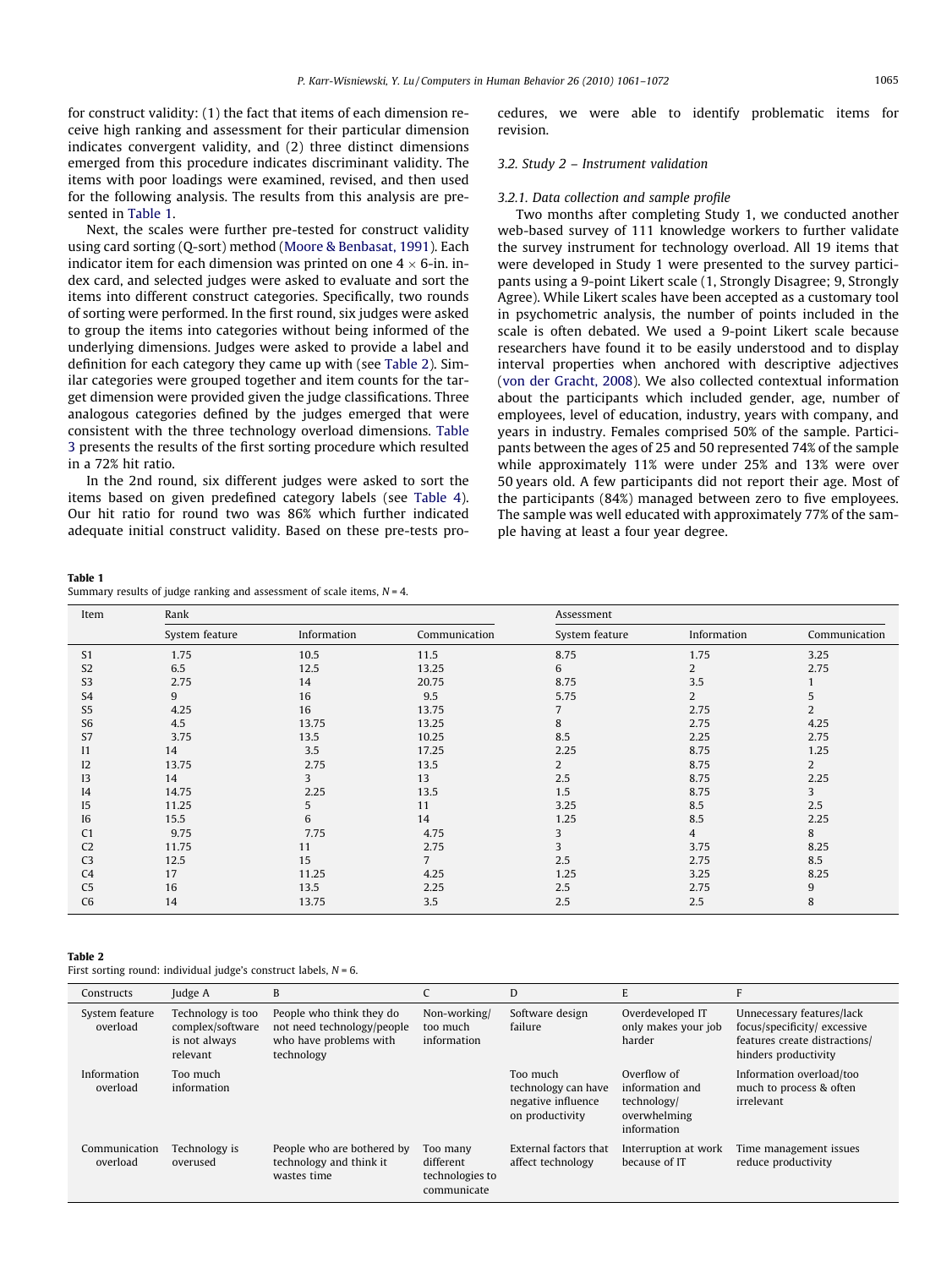for construct validity: (1) the fact that items of each dimension receive high ranking and assessment for their particular dimension indicates convergent validity, and (2) three distinct dimensions emerged from this procedure indicates discriminant validity. The items with poor loadings were examined, revised, and then used for the following analysis. The results from this analysis are presented in Table 1.

Next, the scales were further pre-tested for construct validity using card sorting (Q-sort) method (Moore & Benbasat, 1991). Each indicator item for each dimension was printed on one $4 \times 6$-in. index card, and selected judges were asked to evaluate and sort the items into different construct categories. Specifically, two rounds of sorting were performed. In the first round, six judges were asked to group the items into categories without being informed of the underlying dimensions. Judges were asked to provide a label and definition for each category they came up with (see Table 2). Similar categories were grouped together and item counts for the target dimension were provided given the judge classifications. Three analogous categories defined by the judges emerged that were consistent with the three technology overload dimensions. Table 3 presents the results of the first sorting procedure which resulted in a 72% hit ratio.

In the 2nd round, six different judges were asked to sort the items based on given predefined category labels (see Table 4). Our hit ratio for round two was 86% which further indicated adequate initial construct validity. Based on these pre-tests procedures, we were able to identify problematic items for revision.

### 3.2. Study 2 – Instrument validation

#### 3.2.1. Data collection and sample profile

Two months after completing Study 1, we conducted another web-based survey of 111 knowledge workers to further validate the survey instrument for technology overload. All 19 items that were developed in Study 1 were presented to the survey participants using a 9-point Likert scale (1, Strongly Disagree; 9, Strongly Agree). While Likert scales have been accepted as a customary tool in psychometric analysis, the number of points included in the scale is often debated. We used a 9-point Likert scale because researchers have found it to be easily understood and to display interval properties when anchored with descriptive adjectives (von der Gracht, 2008). We also collected contextual information about the participants which included gender, age, number of employees, level of education, industry, years with company, and years in industry. Females comprised 50% of the sample. Participants between the ages of 25 and 50 represented 74% of the sample while approximately 11% were under 25% and 13% were over 50 years old. A few participants did not report their age. Most of the participants (84%) managed between zero to five employees. The sample was well educated with approximately 77% of the sample having at least a four year degree.

**Table 1**
Summary results of judge ranking and assessment of scale items, $N = 4$.

| Item | Rank | | | Assessment | | |
|---|---|---|---|---|---|---|
| | System feature | Information | Communication | System feature | Information | Communication |
| S1 | 1.75 | 10.5 | 11.5 | 8.75 | 1.75 | 3.25 |
| S2 | 6.5 | 12.5 | 13.25 | 6 | 2 | 2.75 |
| S3 | 2.75 | 14 | 20.75 | 8.75 | 3.5 | 1 |
| S4 | 9 | 16 | 9.5 | 5.75 | 2 | 5 |
| S5 | 4.25 | 16 | 13.75 | 7 | 2.75 | 2 |
| S6 | 4.5 | 13.75 | 13.25 | 8 | 2.75 | 4.25 |
| S7 | 3.75 | 13.5 | 10.25 | 8.5 | 2.25 | 2.75 |
| I1 | 14 | 3.5 | 17.25 | 2.25 | 8.75 | 1.25 |
| I2 | 13.75 | 2.75 | 13.5 | 2 | 8.75 | 2 |
| I3 | 14 | 3 | 13 | 2.5 | 8.75 | 2.25 |
| I4 | 14.75 | 2.25 | 13.5 | 1.5 | 8.75 | 3 |
| I5 | 11.25 | 5 | 11 | 3.25 | 8.5 | 2.5 |
| I6 | 15.5 | 6 | 14 | 1.25 | 8.5 | 2.25 |
| C1 | 9.75 | 7.75 | 4.75 | 3 | 4 | 8 |
| C2 | 11.75 | 11 | 2.75 | 3 | 3.75 | 8.25 |
| C3 | 12.5 | 15 | 7 | 2.5 | 2.75 | 8.5 |
| C4 | 17 | 11.25 | 4.25 | 1.25 | 3.25 | 8.25 |
| C5 | 16 | 13.5 | 2.25 | 2.5 | 2.75 | 9 |
| C6 | 14 | 13.75 | 3.5 | 2.5 | 2.5 | 8 |

**Table 2**
First sorting round: individual judge's construct labels, $N = 6$.

| Constructs | Judge A | B | C | D | E | F |
|---|---|---|---|---|---|---|
| System feature overload | Technology is too complex/software is not always relevant | People who think they do not need technology/people who have problems with technology | Non-working/ too much information | Software design failure | Overdeveloped IT only makes your job harder | Unnecessary features/lack focus/specificity/ excessive features create distractions/ hinders productivity |
| Information overload | Too much information | | | Too much technology can have negative influence on productivity | Overflow of information and technology/ overwhelming information | Information overload/too much to process & often irrelevant |
| Communication overload | Technology is overused | People who are bothered by technology and think it wastes time | Too many different technologies to communicate | External factors that affect technology | Interruption at work because of IT | Time management issues reduce productivity |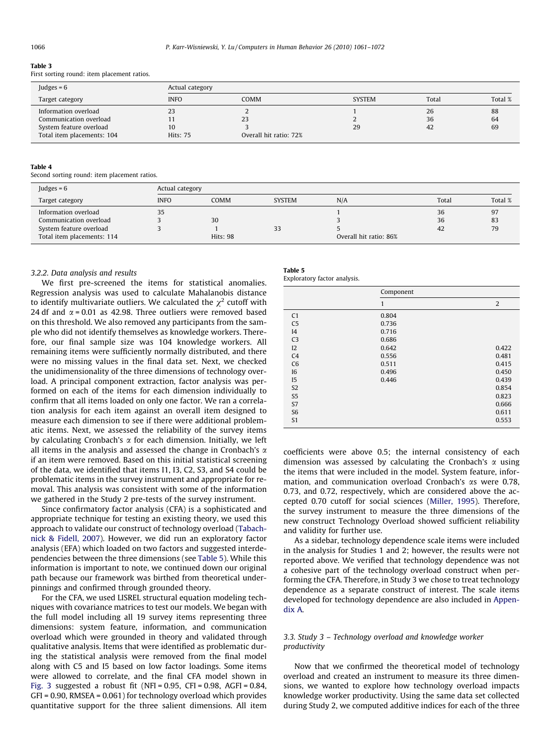**Table 3**
First sorting round: item placement ratios.

| Judges = 6 | Actual category | | | | |
|---|---|---|---|---|---|
| Target category | INFO | COMM | SYSTEM | Total | Total % |
| Information overload | 23 | 2 | 1 | 26 | 88 |
| Communication overload | 11 | 23 | 2 | 36 | 64 |
| System feature overload | 10 | 3 | 29 | 42 | 69 |
| Total item placements: 104 | Hits: 75 | Overall hit ratio: 72% | | | |

**Table 4**
Second sorting round: item placement ratios.

| Judges = 6 | Actual category | | | | | |
|---|---|---|---|---|---|---|
| Target category | INFO | COMM | SYSTEM | N/A | Total | Total % |
| Information overload | 35 | | | 1 | 36 | 97 |
| Communication overload | 3 | 30 | | 3 | 36 | 83 |
| System feature overload | 3 | 1 | 33 | 5 | 42 | 79 |
| Total item placements: 114 | | Hits: 98 | | Overall hit ratio: 86% | | |

#### 3.2.2. Data analysis and results

We first pre-screened the items for statistical anomalies. Regression analysis was used to calculate Mahalanobis distance to identify multivariate outliers. We calculated the $\chi^2$ cutoff with 24 df and $\alpha = 0.01$ as 42.98. Three outliers were removed based on this threshold. We also removed any participants from the sample who did not identify themselves as knowledge workers. Therefore, our final sample size was 104 knowledge workers. All remaining items were sufficiently normally distributed, and there were no missing values in the final data set. Next, we checked the unidimensionality of the three dimensions of technology overload. A principal component extraction, factor analysis was performed on each of the items for each dimension individually to confirm that all items loaded on only one factor. We ran a correlation analysis for each item against an overall item designed to measure each dimension to see if there were additional problematic items. Next, we assessed the reliability of the survey items by calculating Cronbach's $\alpha$ for each dimension. Initially, we left all items in the analysis and assessed the change in Cronbach's $\alpha$ if an item were removed. Based on this initial statistical screening of the data, we identified that items I1, I3, C2, S3, and S4 could be problematic items in the survey instrument and appropriate for removal. This analysis was consistent with some of the information we gathered in the Study 2 pre-tests of the survey instrument.

Since confirmatory factor analysis (CFA) is a sophisticated and appropriate technique for testing an existing theory, we used this approach to validate our construct of technology overload (Tabachnick & Fidell, 2007). However, we did run an exploratory factor analysis (EFA) which loaded on two factors and suggested interdependencies between the three dimensions (see Table 5). While this information is important to note, we continued down our original path because our framework was birthed from theoretical underpinnings and confirmed through grounded theory.

For the CFA, we used LISREL structural equation modeling techniques with covariance matrices to test our models. We began with the full model including all 19 survey items representing three dimensions: system feature, information, and communication overload which were grounded in theory and validated through qualitative analysis. Items that were identified as problematic during the statistical analysis were removed from the final model along with C5 and I5 based on low factor loadings. Some items were allowed to correlate, and the final CFA model shown in Fig. 3 suggested a robust fit (NFI = 0.95, CFI = 0.98, AGFI = 0.84, GFI = 0.90, RMSEA = 0.061) for technology overload which provides quantitative support for the three salient dimensions. All item

**Table 5**
Exploratory factor analysis.

| | Component | |
|---|---|---|
| | 1 | 2 |
| C1 | 0.804 | |
| C5 | 0.736 | |
| I4 | 0.716 | |
| C3 | 0.686 | |
| I2 | 0.642 | 0.422 |
| C4 | 0.556 | 0.481 |
| C6 | 0.511 | 0.415 |
| I6 | 0.496 | 0.450 |
| I5 | 0.446 | 0.439 |
| S2 | | 0.854 |
| S5 | | 0.823 |
| S7 | | 0.666 |
| S6 | | 0.611 |
| S1 | | 0.553 |

coefficients were above 0.5; the internal consistency of each dimension was assessed by calculating the Cronbach's $\alpha$ using the items that were included in the model. System feature, information, and communication overload Cronbach's $\alpha$s were 0.78, 0.73, and 0.72, respectively, which are considered above the accepted 0.70 cutoff for social sciences (Miller, 1995). Therefore, the survey instrument to measure the three dimensions of the new construct Technology Overload showed sufficient reliability and validity for further use.

As a sidebar, technology dependence scale items were included in the analysis for Studies 1 and 2; however, the results were not reported above. We verified that technology dependence was not a cohesive part of the technology overload construct when performing the CFA. Therefore, in Study 3 we chose to treat technology dependence as a separate construct of interest. The scale items developed for technology dependence are also included in Appendix A.

### 3.3. Study 3 – Technology overload and knowledge worker productivity

Now that we confirmed the theoretical model of technology overload and created an instrument to measure its three dimensions, we wanted to explore how technology overload impacts knowledge worker productivity. Using the same data set collected during Study 2, we computed additive indices for each of the three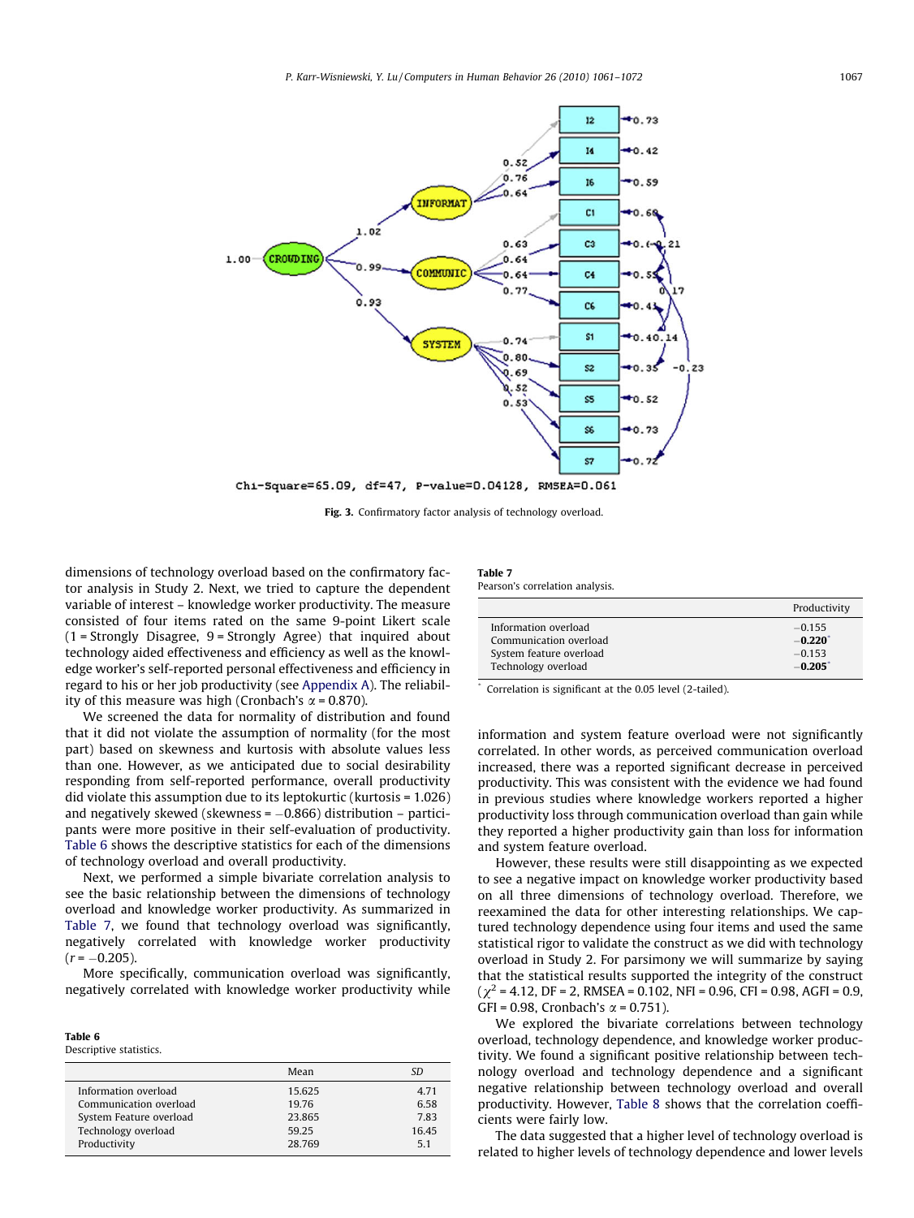Chi-Square=65.09, df=47, P-value=0.04128, RMSEA=0.061

**Fig. 3.** Confirmatory factor analysis of technology overload.

dimensions of technology overload based on the confirmatory factor analysis in Study 2. Next, we tried to capture the dependent variable of interest – knowledge worker productivity. The measure consisted of four items rated on the same 9-point Likert scale (1 = Strongly Disagree, 9 = Strongly Agree) that inquired about technology aided effectiveness and efficiency as well as the knowledge worker's self-reported personal effectiveness and efficiency in regard to his or her job productivity (see Appendix A). The reliability of this measure was high (Cronbach's $\alpha = 0.870$).

We screened the data for normality of distribution and found that it did not violate the assumption of normality (for the most part) based on skewness and kurtosis with absolute values less than one. However, as we anticipated due to social desirability responding from self-reported performance, overall productivity did violate this assumption due to its leptokurtic (kurtosis = 1.026) and negatively skewed (skewness = −0.866) distribution – participants were more positive in their self-evaluation of productivity. Table 6 shows the descriptive statistics for each of the dimensions of technology overload and overall productivity.

Next, we performed a simple bivariate correlation analysis to see the basic relationship between the dimensions of technology overload and knowledge worker productivity. As summarized in Table 7, we found that technology overload was significantly, negatively correlated with knowledge worker productivity ($r = -0.205$).

More specifically, communication overload was significantly, negatively correlated with knowledge worker productivity while information and system feature overload were not significantly correlated. In other words, as perceived communication overload increased, there was a reported significant decrease in perceived productivity. This was consistent with the evidence we had found in previous studies where knowledge workers reported a higher productivity loss through communication overload than gain while they reported a higher productivity gain than loss for information and system feature overload.

However, these results were still disappointing as we expected to see a negative impact on knowledge worker productivity based on all three dimensions of technology overload. Therefore, we reexamined the data for other interesting relationships. We captured technology dependence using four items and used the same statistical rigor to validate the construct as we did with technology overload in Study 2. For parsimony we will summarize by saying that the statistical results supported the integrity of the construct ($\chi^2 = 4.12$, DF = 2, RMSEA = 0.102, NFI = 0.96, CFI = 0.98, AGFI = 0.9, GFI = 0.98, Cronbach's $\alpha = 0.751$).

We explored the bivariate correlations between technology overload, technology dependence, and knowledge worker productivity. We found a significant positive relationship between technology overload and technology dependence and a significant negative relationship between technology overload and overall productivity. However, Table 8 shows that the correlation coefficients were fairly low.

The data suggested that a higher level of technology overload is related to higher levels of technology dependence and lower levels

**Table 6**
Descriptive statistics.

| | Mean | SD |
|---|---|---|
| Information overload | 15.625 | 4.71 |
| Communication overload | 19.76 | 6.58 |
| System Feature overload | 23.865 | 7.83 |
| Technology overload | 59.25 | 16.45 |
| Productivity | 28.769 | 5.1 |

**Table 7**
Pearson's correlation analysis.

| | Productivity |
|---|---|
| Information overload | −0.155 |
| Communication overload | **−0.220**[*] |
| System feature overload | −0.153 |
| Technology overload | **−0.205**[*] |

[*] Correlation is significant at the 0.05 level (2-tailed).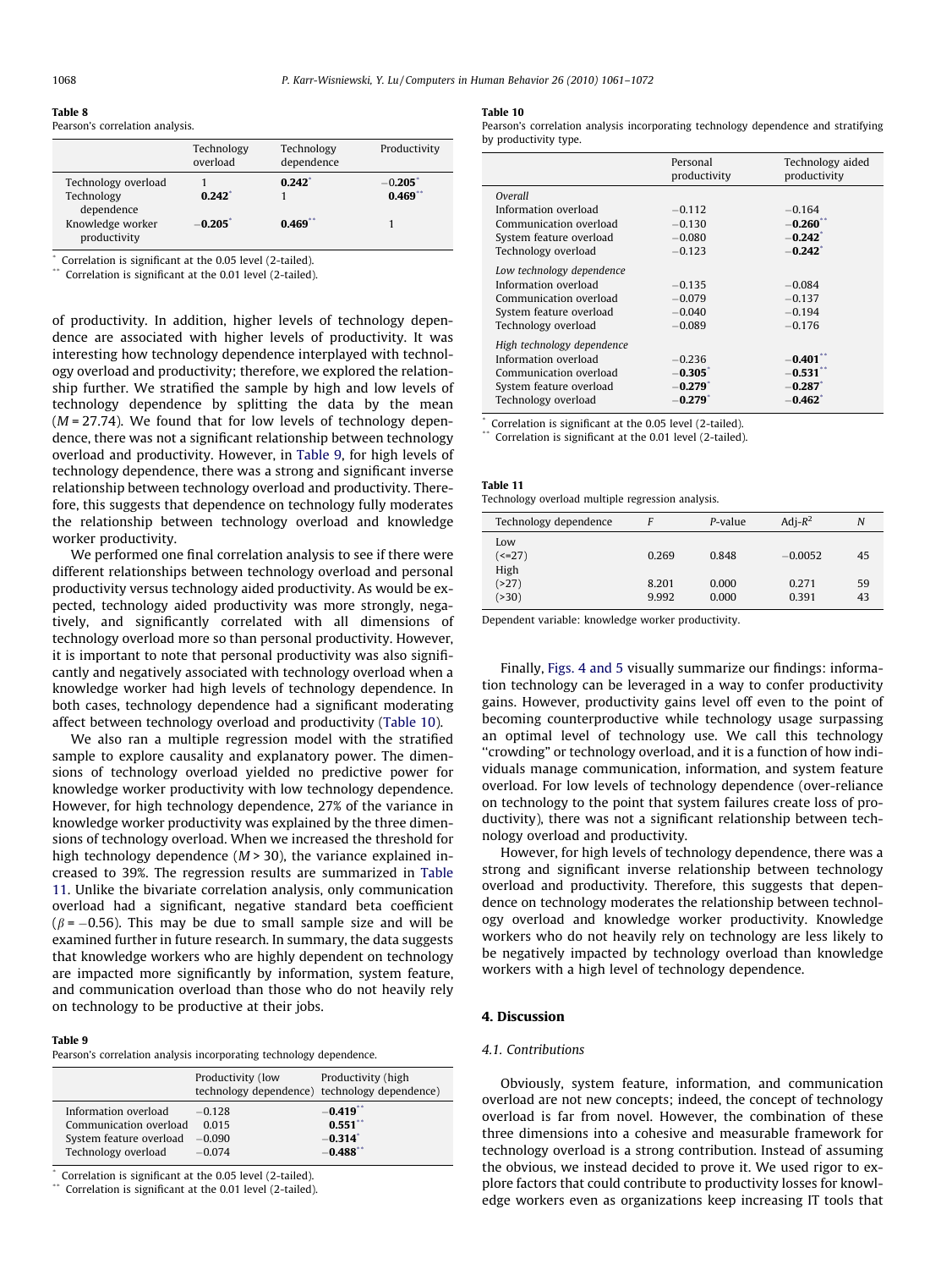**Table 8**
Pearson's correlation analysis.

| | Technology overload | Technology dependence | Productivity |
|---|---|---|---|
| Technology overload | 1 | **0.242**[*] | −**0.205**[*] |
| Technology dependence | **0.242**[*] | 1 | **0.469**[**] |
| Knowledge worker productivity | −**0.205**[*] | **0.469**[**] | 1 |

[*] Correlation is significant at the 0.05 level (2-tailed).
[**] Correlation is significant at the 0.01 level (2-tailed).

of productivity. In addition, higher levels of technology dependence are associated with higher levels of productivity. It was interesting how technology dependence interplayed with technology overload and productivity; therefore, we explored the relationship further. We stratified the sample by high and low levels of technology dependence by splitting the data by the mean ($M = 27.74$). We found that for low levels of technology dependence, there was not a significant relationship between technology overload and productivity. However, in Table 9, for high levels of technology dependence, there was a strong and significant inverse relationship between technology overload and productivity. Therefore, this suggests that dependence on technology fully moderates the relationship between technology overload and knowledge worker productivity.

We performed one final correlation analysis to see if there were different relationships between technology overload and personal productivity versus technology aided productivity. As would be expected, technology aided productivity was more strongly, negatively, and significantly correlated with all dimensions of technology overload more so than personal productivity. However, it is important to note that personal productivity was also significantly and negatively associated with technology overload when a knowledge worker had high levels of technology dependence. In both cases, technology dependence had a significant moderating affect between technology overload and productivity (Table 10).

We also ran a multiple regression model with the stratified sample to explore causality and explanatory power. The dimensions of technology overload yielded no predictive power for knowledge worker productivity with low technology dependence. However, for high technology dependence, 27% of the variance in knowledge worker productivity was explained by the three dimensions of technology overload. When we increased the threshold for high technology dependence ($M > 30$), the variance explained increased to 39%. The regression results are summarized in Table 11. Unlike the bivariate correlation analysis, only communication overload had a significant, negative standard beta coefficient ($\beta = -0.56$). This may be due to small sample size and will be examined further in future research. In summary, the data suggests that knowledge workers who are highly dependent on technology are impacted more significantly by information, system feature, and communication overload than those who do not heavily rely on technology to be productive at their jobs.

**Table 9**
Pearson's correlation analysis incorporating technology dependence.

| | Productivity (low technology dependence) | Productivity (high technology dependence) |
|---|---|---|
| Information overload | −0.128 | −**0.419**[**] |
| Communication overload | 0.015 | **0.551**[**] |
| System feature overload | −0.090 | −**0.314**[*] |
| Technology overload | −0.074 | −**0.488**[**] |

[*] Correlation is significant at the 0.05 level (2-tailed).
[**] Correlation is significant at the 0.01 level (2-tailed).

**Table 10**
Pearson's correlation analysis incorporating technology dependence and stratifying by productivity type.

| | Personal productivity | Technology aided productivity |
|---|---|---|
| *Overall* | | |
| Information overload | −0.112 | −0.164 |
| Communication overload | −0.130 | −**0.260**[**] |
| System feature overload | −0.080 | −**0.242**[*] |
| Technology overload | −0.123 | −**0.242**[*] |
| *Low technology dependence* | | |
| Information overload | −0.135 | −0.084 |
| Communication overload | −0.079 | −0.137 |
| System feature overload | −0.040 | −0.194 |
| Technology overload | −0.089 | −0.176 |
| *High technology dependence* | | |
| Information overload | −0.236 | −**0.401**[**] |
| Communication overload | −**0.305**[*] | −**0.531**[**] |
| System feature overload | −**0.279**[*] | −**0.287**[*] |
| Technology overload | −**0.279**[*] | −**0.462**[*] |

[*] Correlation is significant at the 0.05 level (2-tailed).
[**] Correlation is significant at the 0.01 level (2-tailed).

**Table 11**
Technology overload multiple regression analysis.

| Technology dependence | $F$ | $P$-value | Adj-$R^2$ | $N$ |
|---|---|---|---|---|
| Low | | | | |
| (<=27) | 0.269 | 0.848 | −0.0052 | 45 |
| High | | | | |
| (>27) | 8.201 | 0.000 | 0.271 | 59 |
| (>30) | 9.992 | 0.000 | 0.391 | 43 |

Dependent variable: knowledge worker productivity.

Finally, Figs. 4 and 5 visually summarize our findings: information technology can be leveraged in a way to confer productivity gains. However, productivity gains level off even to the point of becoming counterproductive while technology usage surpassing an optimal level of technology use. We call this technology "crowding" or technology overload, and it is a function of how individuals manage communication, information, and system feature overload. For low levels of technology dependence (over-reliance on technology to the point that system failures create loss of productivity), there was not a significant relationship between technology overload and productivity.

However, for high levels of technology dependence, there was a strong and significant inverse relationship between technology overload and productivity. Therefore, this suggests that dependence on technology moderates the relationship between technology overload and knowledge worker productivity. Knowledge workers who do not heavily rely on technology are less likely to be negatively impacted by technology overload than knowledge workers with a high level of technology dependence.

## 4. Discussion

### 4.1. Contributions

Obviously, system feature, information, and communication overload are not new concepts; indeed, the concept of technology overload is far from novel. However, the combination of these three dimensions into a cohesive and measurable framework for technology overload is a strong contribution. Instead of assuming the obvious, we instead decided to prove it. We used rigor to explore factors that could contribute to productivity losses for knowledge workers even as organizations keep increasing IT tools that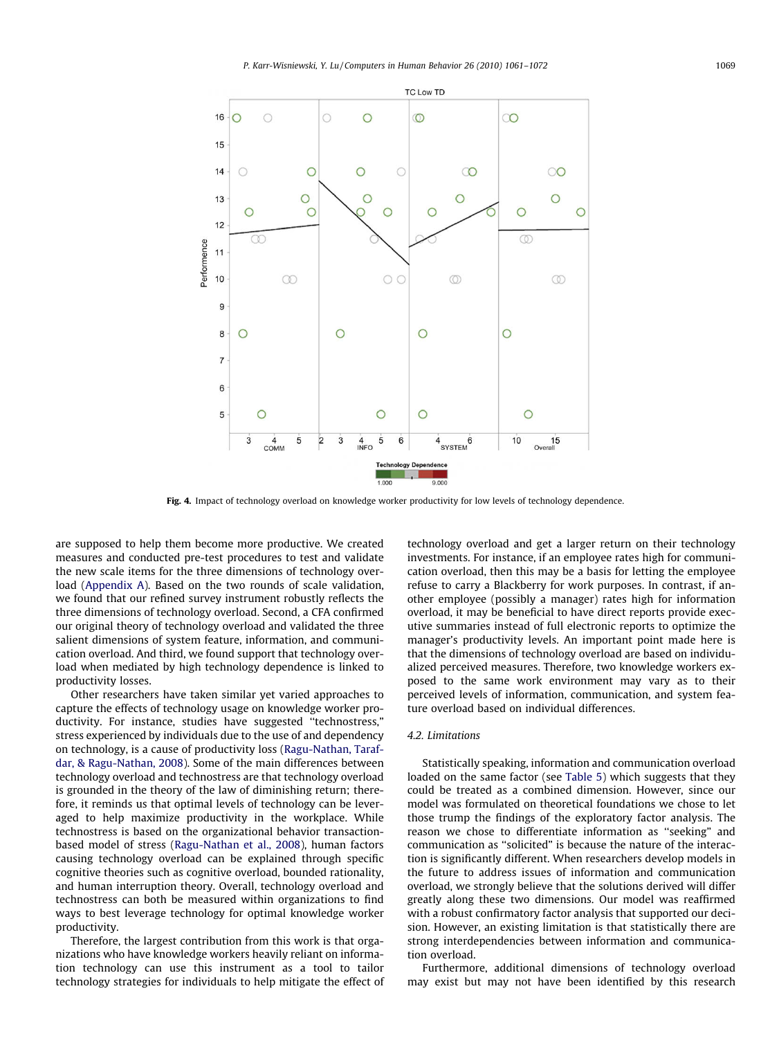Fig. 4. Impact of technology overload on knowledge worker productivity for low levels of technology dependence.

are supposed to help them become more productive. We created measures and conducted pre-test procedures to test and validate the new scale items for the three dimensions of technology overload (Appendix A). Based on the two rounds of scale validation, we found that our refined survey instrument robustly reflects the three dimensions of technology overload. Second, a CFA confirmed our original theory of technology overload and validated the three salient dimensions of system feature, information, and communication overload. And third, we found support that technology overload when mediated by high technology dependence is linked to productivity losses.

Other researchers have taken similar yet varied approaches to capture the effects of technology usage on knowledge worker productivity. For instance, studies have suggested "technostress," stress experienced by individuals due to the use of and dependency on technology, is a cause of productivity loss (Ragu-Nathan, Tarafdar, & Ragu-Nathan, 2008). Some of the main differences between technology overload and technostress are that technology overload is grounded in the theory of the law of diminishing return; therefore, it reminds us that optimal levels of technology can be leveraged to help maximize productivity in the workplace. While technostress is based on the organizational behavior transaction-based model of stress (Ragu-Nathan et al., 2008), human factors causing technology overload can be explained through specific cognitive theories such as cognitive overload, bounded rationality, and human interruption theory. Overall, technology overload and technostress can both be measured within organizations to find ways to best leverage technology for optimal knowledge worker productivity.

Therefore, the largest contribution from this work is that organizations who have knowledge workers heavily reliant on information technology can use this instrument as a tool to tailor technology strategies for individuals to help mitigate the effect of technology overload and get a larger return on their technology investments. For instance, if an employee rates high for communication overload, then this may be a basis for letting the employee refuse to carry a Blackberry for work purposes. In contrast, if another employee (possibly a manager) rates high for information overload, it may be beneficial to have direct reports provide executive summaries instead of full electronic reports to optimize the manager's productivity levels. An important point made here is that the dimensions of technology overload are based on individualized perceived measures. Therefore, two knowledge workers exposed to the same work environment may vary as to their perceived levels of information, communication, and system feature overload based on individual differences.

### 4.2. Limitations

Statistically speaking, information and communication overload loaded on the same factor (see Table 5) which suggests that they could be treated as a combined dimension. However, since our model was formulated on theoretical foundations we chose to let those trump the findings of the exploratory factor analysis. The reason we chose to differentiate information as "seeking" and communication as "solicited" is because the nature of the interaction is significantly different. When researchers develop models in the future to address issues of information and communication overload, we strongly believe that the solutions derived will differ greatly along these two dimensions. Our model was reaffirmed with a robust confirmatory factor analysis that supported our decision. However, an existing limitation is that statistically there are strong interdependencies between information and communication overload.

Furthermore, additional dimensions of technology overload may exist but may not have been identified by this research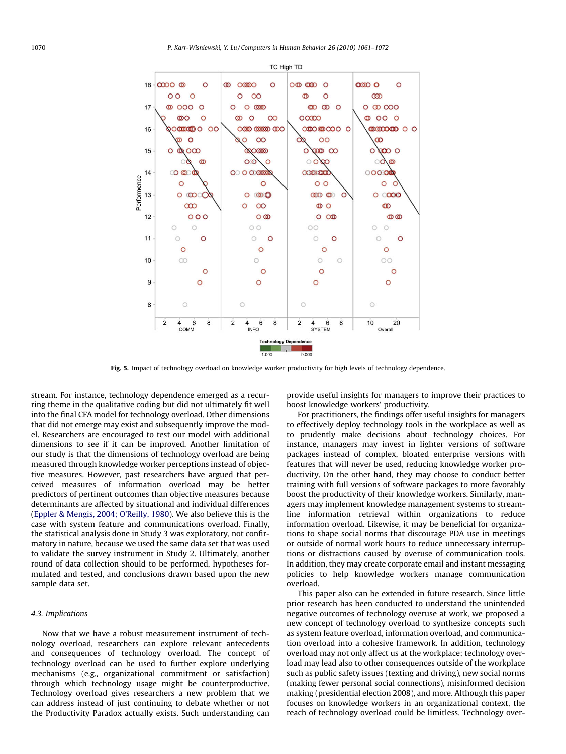Fig. 5. Impact of technology overload on knowledge worker productivity for high levels of technology dependence.

stream. For instance, technology dependence emerged as a recurring theme in the qualitative coding but did not ultimately fit well into the final CFA model for technology overload. Other dimensions that did not emerge may exist and subsequently improve the model. Researchers are encouraged to test our model with additional dimensions to see if it can be improved. Another limitation of our study is that the dimensions of technology overload are being measured through knowledge worker perceptions instead of objective measures. However, past researchers have argued that perceived measures of information overload may be better predictors of pertinent outcomes than objective measures because determinants are affected by situational and individual differences (Eppler & Mengis, 2004; O'Reilly, 1980). We also believe this is the case with system feature and communications overload. Finally, the statistical analysis done in Study 3 was exploratory, not confirmatory in nature, because we used the same data set that was used to validate the survey instrument in Study 2. Ultimately, another round of data collection should to be performed, hypotheses formulated and tested, and conclusions drawn based upon the new sample data set.

### 4.3. Implications

Now that we have a robust measurement instrument of technology overload, researchers can explore relevant antecedents and consequences of technology overload. The concept of technology overload can be used to further explore underlying mechanisms (e.g., organizational commitment or satisfaction) through which technology usage might be counterproductive. Technology overload gives researchers a new problem that we can address instead of just continuing to debate whether or not the Productivity Paradox actually exists. Such understanding can provide useful insights for managers to improve their practices to boost knowledge workers' productivity.

For practitioners, the findings offer useful insights for managers to effectively deploy technology tools in the workplace as well as to prudently make decisions about technology choices. For instance, managers may invest in lighter versions of software packages instead of complex, bloated enterprise versions with features that will never be used, reducing knowledge worker productivity. On the other hand, they may choose to conduct better training with full versions of software packages to more favorably boost the productivity of their knowledge workers. Similarly, managers may implement knowledge management systems to streamline information retrieval within organizations to reduce information overload. Likewise, it may be beneficial for organizations to shape social norms that discourage PDA use in meetings or outside of normal work hours to reduce unnecessary interruptions or distractions caused by overuse of communication tools. In addition, they may create corporate email and instant messaging policies to help knowledge workers manage communication overload.

This paper also can be extended in future research. Since little prior research has been conducted to understand the unintended negative outcomes of technology overuse at work, we proposed a new concept of technology overload to synthesize concepts such as system feature overload, information overload, and communication overload into a cohesive framework. In addition, technology overload may not only affect us at the workplace; technology overload may lead also to other consequences outside of the workplace such as public safety issues (texting and driving), new social norms (making fewer personal social connections), misinformed decision making (presidential election 2008), and more. Although this paper focuses on knowledge workers in an organizational context, the reach of technology overload could be limitless. Technology over-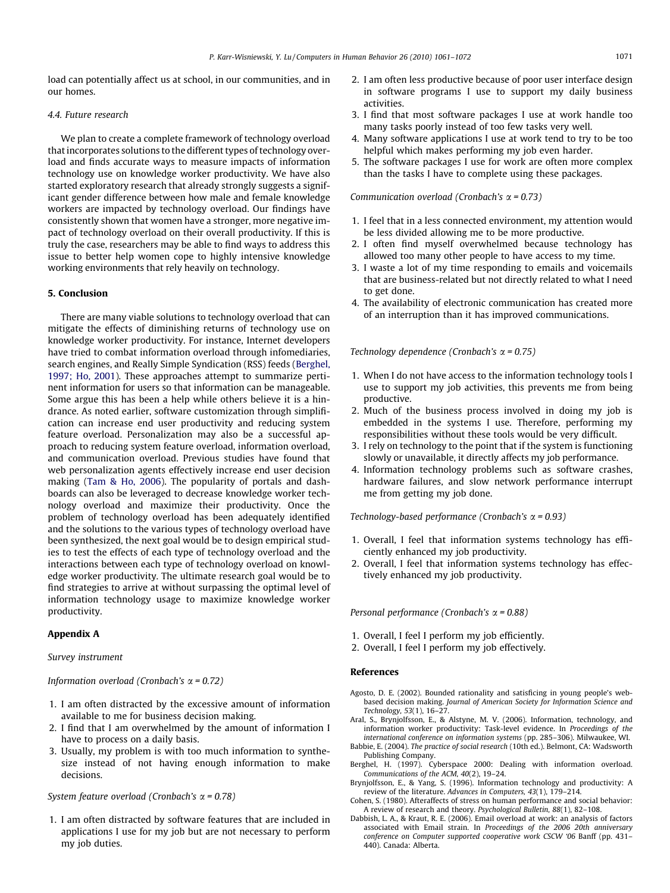load can potentially affect us at school, in our communities, and in our homes.

### 4.4. Future research

We plan to create a complete framework of technology overload that incorporates solutions to the different types of technology overload and finds accurate ways to measure impacts of information technology use on knowledge worker productivity. We have also started exploratory research that already strongly suggests a significant gender difference between how male and female knowledge workers are impacted by technology overload. Our findings have consistently shown that women have a stronger, more negative impact of technology overload on their overall productivity. If this is truly the case, researchers may be able to find ways to address this issue to better help women cope to highly intensive knowledge working environments that rely heavily on technology.

## 5. Conclusion

There are many viable solutions to technology overload that can mitigate the effects of diminishing returns of technology use on knowledge worker productivity. For instance, Internet developers have tried to combat information overload through infomediaries, search engines, and Really Simple Syndication (RSS) feeds (Berghel, 1997; Ho, 2001). These approaches attempt to summarize pertinent information for users so that information can be manageable. Some argue this has been a help while others believe it is a hindrance. As noted earlier, software customization through simplification can increase end user productivity and reducing system feature overload. Personalization may also be a successful approach to reducing system feature overload, information overload, and communication overload. Previous studies have found that web personalization agents effectively increase end user decision making (Tam & Ho, 2006). The popularity of portals and dashboards can also be leveraged to decrease knowledge worker technology overload and maximize their productivity. Once the problem of technology overload has been adequately identified and the solutions to the various types of technology overload have been synthesized, the next goal would be to design empirical studies to test the effects of each type of technology overload and the interactions between each type of technology overload on knowledge worker productivity. The ultimate research goal would be to find strategies to arrive at without surpassing the optimal level of information technology usage to maximize knowledge worker productivity.

## Appendix A

*Survey instrument*

*Information overload (Cronbach's $\alpha = 0.72$)*

1. I am often distracted by the excessive amount of information available to me for business decision making.
2. I find that I am overwhelmed by the amount of information I have to process on a daily basis.
3. Usually, my problem is with too much information to synthesize instead of not having enough information to make decisions.

*System feature overload (Cronbach's $\alpha = 0.78$)*

1. I am often distracted by software features that are included in applications I use for my job but are not necessary to perform my job duties.
2. I am often less productive because of poor user interface design in software programs I use to support my daily business activities.
3. I find that most software packages I use at work handle too many tasks poorly instead of too few tasks very well.
4. Many software applications I use at work tend to try to be too helpful which makes performing my job even harder.
5. The software packages I use for work are often more complex than the tasks I have to complete using these packages.

*Communication overload (Cronbach's $\alpha = 0.73$)*

1. I feel that in a less connected environment, my attention would be less divided allowing me to be more productive.
2. I often find myself overwhelmed because technology has allowed too many other people to have access to my time.
3. I waste a lot of my time responding to emails and voicemails that are business-related but not directly related to what I need to get done.
4. The availability of electronic communication has created more of an interruption than it has improved communications.

*Technology dependence (Cronbach's $\alpha = 0.75$)*

1. When I do not have access to the information technology tools I use to support my job activities, this prevents me from being productive.
2. Much of the business process involved in doing my job is embedded in the systems I use. Therefore, performing my responsibilities without these tools would be very difficult.
3. I rely on technology to the point that if the system is functioning slowly or unavailable, it directly affects my job performance.
4. Information technology problems such as software crashes, hardware failures, and slow network performance interrupt me from getting my job done.

*Technology-based performance (Cronbach's $\alpha = 0.93$)*

1. Overall, I feel that information systems technology has efficiently enhanced my job productivity.
2. Overall, I feel that information systems technology has effectively enhanced my job productivity.

*Personal performance (Cronbach's $\alpha = 0.88$)*

1. Overall, I feel I perform my job efficiently.
2. Overall, I feel I perform my job effectively.

## References

Agosto, D. E. (2002). Bounded rationality and satisficing in young people's web-based decision making. *Journal of American Society for Information Science and Technology, 53*(1), 16–27.

Aral, S., Brynjolfsson, E., & Alstyne, M. V. (2006). Information, technology, and information worker productivity: Task-level evidence. In *Proceedings of the international conference on information systems* (pp. 285–306). Milwaukee, WI.

Babbie, E. (2004). *The practice of social research* (10th ed.). Belmont, CA: Wadsworth Publishing Company.

Berghel, H. (1997). Cyberspace 2000: Dealing with information overload. *Communications of the ACM, 40*(2), 19–24.

Brynjolfsson, E., & Yang, S. (1996). Information technology and productivity: A review of the literature. *Advances in Computers, 43*(1), 179–214.

Cohen, S. (1980). Afteraffects of stress on human performance and social behavior: A review of research and theory. *Psychological Bulletin, 88*(1), 82–108.

Dabbish, L. A., & Kraut, R. E. (2006). Email overload at work: an analysis of factors associated with Email strain. In *Proceedings of the 2006 20th anniversary conference on Computer supported cooperative work CSCW '06* Banff (pp. 431–440). Canada: Alberta.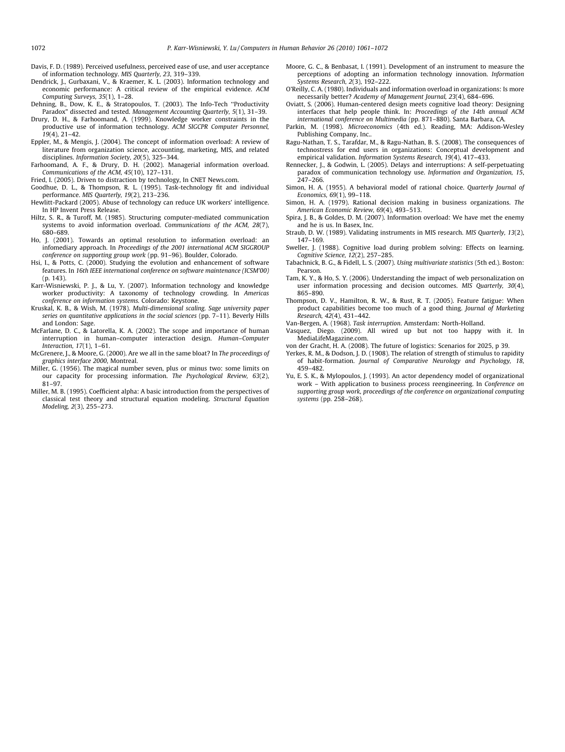Davis, F. D. (1989). Perceived usefulness, perceived ease of use, and user acceptance of information technology. *MIS Quarterly, 23*, 319–339.

Dendrick, J., Gurbaxani, V., & Kraemer, K. L. (2003). Information technology and economic performance: A critical review of the empirical evidence. *ACM Computing Surveys, 35*(1), 1–28.

Dehning, B., Dow, K. E., & Stratopoulos, T. (2003). The Info-Tech "Productivity Paradox" dissected and tested. *Management Accounting Quarterly, 5*(1), 31–39.

Drury, D. H., & Farhoomand, A. (1999). Knowledge worker constraints in the productive use of information technology. *ACM SIGCPR Computer Personnel, 19*(4), 21–42.

Eppler, M., & Mengis, J. (2004). The concept of information overload: A review of literature from organization science, accounting, marketing, MIS, and related disciplines. *Information Society, 20*(5), 325–344.

Farhoomand, A. F., & Drury, D. H. (2002). Managerial information overload. *Communications of the ACM, 45*(10), 127–131.

Fried, I. (2005). Driven to distraction by technology, In CNET News.com.

Goodhue, D. L., & Thompson, R. L. (1995). Task-technology fit and individual performance. *MIS Quarterly, 19*(2), 213–236.

Hewlitt-Packard (2005). Abuse of technology can reduce UK workers' intelligence. In HP Invent Press Release.

Hiltz, S. R., & Turoff, M. (1985). Structuring computer-mediated communication systems to avoid information overload. *Communications of the ACM, 28*(7), 680–689.

Ho, J. (2001). Towards an optimal resolution to information overload: an infomediary approach. In *Proceedings of the 2001 international ACM SIGGROUP conference on supporting group work* (pp. 91–96). Boulder, Colorado.

Hsi, I., & Potts, C. (2000). Studying the evolution and enhancement of software features. In *16th IEEE international conference on software maintenance (ICSM'00)* (p. 143).

Karr-Wisniewski, P. J., & Lu, Y. (2007). Information technology and knowledge worker productivity: A taxonomy of technology crowding. In *Americas conference on information systems.* Colorado: Keystone.

Kruskal, K. B., & Wish, M. (1978). *Multi-dimensional scaling. Sage university paper series on quantitative applications in the social sciences* (pp. 7–11). Beverly Hills and London: Sage.

McFarlane, D. C., & Latorella, K. A. (2002). The scope and importance of human interruption in human–computer interaction design. *Human–Computer Interaction, 17*(1), 1–61.

McGrenere, J., & Moore, G. (2000). Are we all in the same bloat? In *The proceedings of graphics interface 2000*, Montreal.

Miller, G. (1956). The magical number seven, plus or minus two: some limits on our capacity for processing information. *The Psychological Review, 63*(2), 81–97.

Miller, M. B. (1995). Coefficient alpha: A basic introduction from the perspectives of classical test theory and structural equation modeling. *Structural Equation Modeling, 2*(3), 255–273.

Moore, G. C., & Benbasat, I. (1991). Development of an instrument to measure the perceptions of adopting an information technology innovation. *Information Systems Research, 2*(3), 192–222.

O'Reilly, C. A. (1980). Individuals and information overload in organizations: Is more necessarily better? *Academy of Management Journal, 23*(4), 684–696.

Oviatt, S. (2006). Human-centered design meets cognitive load theory: Designing interfaces that help people think. In: *Proceedings of the 14th annual ACM international conference on Multimedia* (pp. 871–880). Santa Barbara, CA.

Parkin, M. (1998). *Microeconomics* (4th ed.). Reading, MA: Addison-Wesley Publishing Company, Inc..

Ragu-Nathan, T. S., Tarafdar, M., & Ragu-Nathan, B. S. (2008). The consequences of technostress for end users in organizations: Conceptual development and empirical validation. *Information Systems Research, 19*(4), 417–433.

Rennecker, J., & Godwin, L. (2005). Delays and interruptions: A self-perpetuating paradox of communication technology use. *Information and Organization, 15*, 247–266.

Simon, H. A. (1955). A behavioral model of rational choice. *Quarterly Journal of Economics, 69*(1), 99–118.

Simon, H. A. (1979). Rational decision making in business organizations. *The American Economic Review, 69*(4), 493–513.

Spira, J. B., & Goldes, D. M. (2007). Information overload: We have met the enemy and he is us. In Basex, Inc.

Straub, D. W. (1989). Validating instruments in MIS research. *MIS Quarterly, 13*(2), 147–169.

Sweller, J. (1988). Cognitive load during problem solving: Effects on learning. *Cognitive Science, 12*(2), 257–285.

Tabachnick, B. G., & Fidell, L. S. (2007). *Using multivariate statistics* (5th ed.). Boston: Pearson.

Tam, K. Y., & Ho, S. Y. (2006). Understanding the impact of web personalization on user information processing and decision outcomes. *MIS Quarterly, 30*(4), 865–890.

Thompson, D. V., Hamilton, R. W., & Rust, R. T. (2005). Feature fatigue: When product capabilities become too much of a good thing. *Journal of Marketing Research, 42*(4), 431–442.

Van-Bergen, A. (1968). *Task interruption*. Amsterdam: North-Holland.

Vasquez, Diego. (2009). All wired up but not too happy with it. In MediaLifeMagazine.com.

von der Gracht, H. A. (2008). The future of logistics: Scenarios for 2025, p 39.

Yerkes, R. M., & Dodson, J. D. (1908). The relation of strength of stimulus to rapidity of habit-formation. *Journal of Comparative Neurology and Psychology, 18*, 459–482.

Yu, E. S. K., & Mylopoulos, J. (1993). An actor dependency model of organizational work – With application to business process reengineering. In *Conference on supporting group work, proceedings of the conference on organizational computing systems* (pp. 258–268).